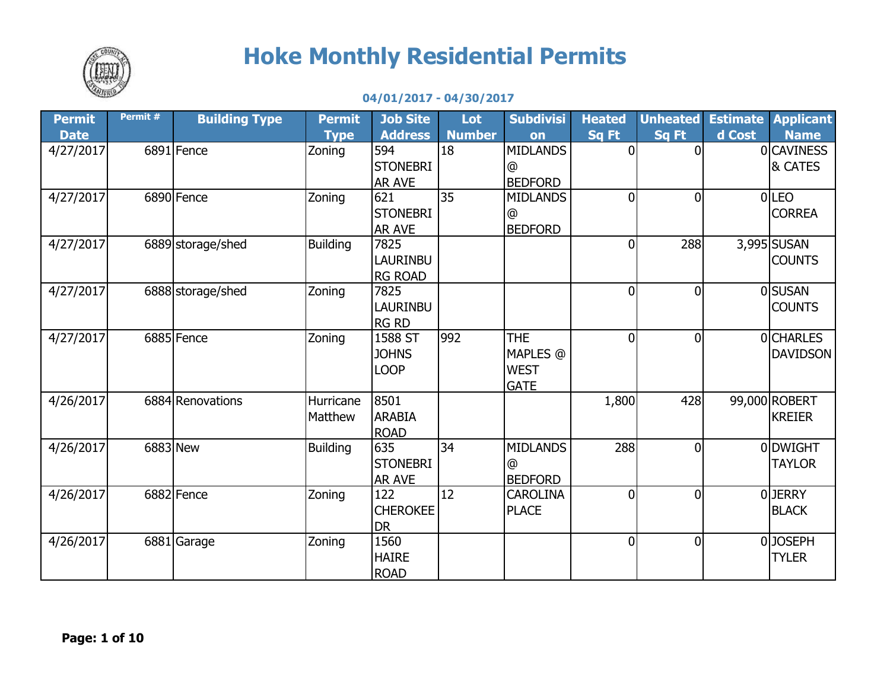# Hoke Monthly Residential Permits

**04/01/2017 - 04/30/2017**

| Permit Date | Permit # | Building Type | Permit Type | Job Site Address | Lot Number | Subdivision | Heated Sq Ft | Unheated Sq Ft | Estimated Cost | Applicant Name |
|---|---|---|---|---|---|---|---|---|---|---|
| 4/27/2017 | 6891 | Fence | Zoning | 594 STONEBRIAR AVE | 18 | MIDLANDS @ BEDFORD | 0 | 0 | 0 | CAVINESS & CATES |
| 4/27/2017 | 6890 | Fence | Zoning | 621 STONEBRIAR AVE | 35 | MIDLANDS @ BEDFORD | 0 | 0 | 0 | LEO CORREA |
| 4/27/2017 | 6889 | storage/shed | Building | 7825 LAURINBURG ROAD | | | 0 | 288 | 3,995 | SUSAN COUNTS |
| 4/27/2017 | 6888 | storage/shed | Zoning | 7825 LAURINBURG RD | | | 0 | 0 | 0 | SUSAN COUNTS |
| 4/27/2017 | 6885 | Fence | Zoning | 1588 ST JOHNS LOOP | 992 | THE MAPLES @ WEST GATE | 0 | 0 | 0 | CHARLES DAVIDSON |
| 4/26/2017 | 6884 | Renovations | Hurricane Matthew | 8501 ARABIA ROAD | | | 1,800 | 428 | 99,000 | ROBERT KREIER |
| 4/26/2017 | 6883 | New | Building | 635 STONEBRIAR AVE | 34 | MIDLANDS @ BEDFORD | 288 | 0 | 0 | DWIGHT TAYLOR |
| 4/26/2017 | 6882 | Fence | Zoning | 122 CHEROKEE DR | 12 | CAROLINA PLACE | 0 | 0 | 0 | JERRY BLACK |
| 4/26/2017 | 6881 | Garage | Zoning | 1560 HAIRE ROAD | | | 0 | 0 | 0 | JOSEPH TYLER |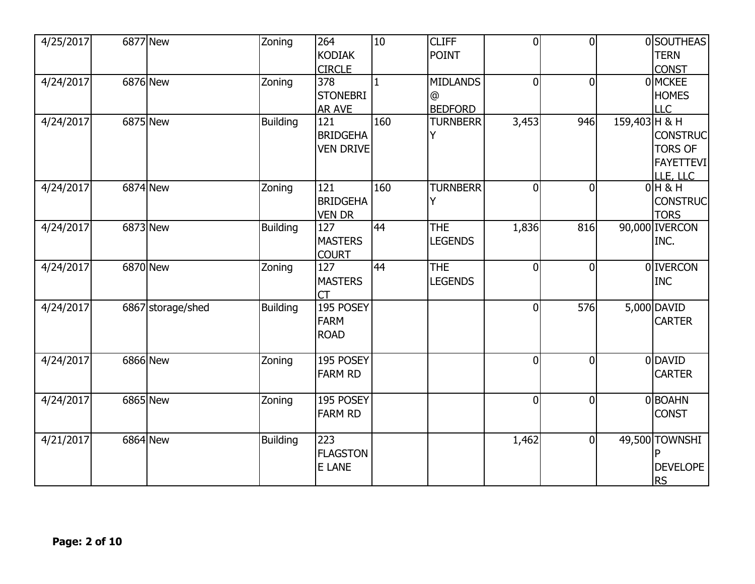| | | | | | | | | | | |
|---|---|---|---|---|---|---|---|---|---|---|
| 4/25/2017 | 6877 | New | Zoning | 264 KODIAK CIRCLE | 10 | CLIFF POINT | 0 | 0 | 0 | SOUTHEASTERN CONST |
| 4/24/2017 | 6876 | New | Zoning | 378 STONEBRIAR AVE | 1 | MIDLANDS @ BEDFORD | 0 | 0 | 0 | MCKEE HOMES LLC |
| 4/24/2017 | 6875 | New | Building | 121 BRIDGEHAVEN DRIVE | 160 | TURNBERRY | 3,453 | 946 | 159,403 | H & H CONSTRUCTORS OF FAYETTEVILLE, LLC |
| 4/24/2017 | 6874 | New | Zoning | 121 BRIDGEHAVEN DR | 160 | TURNBERRY | 0 | 0 | 0 | H & H CONSTRUCTORS |
| 4/24/2017 | 6873 | New | Building | 127 MASTERS COURT | 44 | THE LEGENDS | 1,836 | 816 | 90,000 | IVERCON INC. |
| 4/24/2017 | 6870 | New | Zoning | 127 MASTERS CT | 44 | THE LEGENDS | 0 | 0 | 0 | IVERCON INC |
| 4/24/2017 | 6867 | storage/shed | Building | 195 POSEY FARM ROAD | | | 0 | 576 | 5,000 | DAVID CARTER |
| 4/24/2017 | 6866 | New | Zoning | 195 POSEY FARM RD | | | 0 | 0 | 0 | DAVID CARTER |
| 4/24/2017 | 6865 | New | Zoning | 195 POSEY FARM RD | | | 0 | 0 | 0 | BOAHN CONST |
| 4/21/2017 | 6864 | New | Building | 223 FLAGSTONE LANE | | | 1,462 | 0 | 49,500 | TOWNSHIP DEVELOPERS |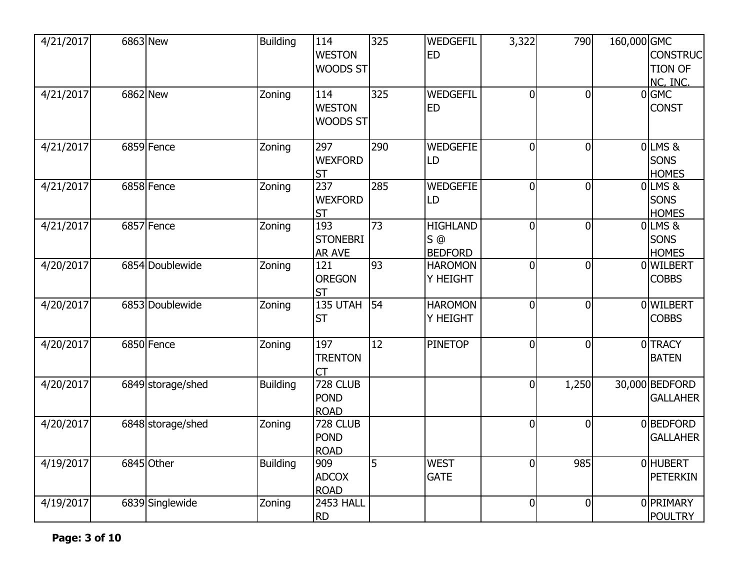| | | | | | | | | | | |
|---|---|---|---|---|---|---|---|---|---|---|
| 4/21/2017 | 6863 | New | Building | 114 WESTON WOODS ST | 325 | WEDGEFILED | 3,322 | 790 | 160,000 | GMC CONSTRUCTION OF NC, INC. |
| 4/21/2017 | 6862 | New | Zoning | 114 WESTON WOODS ST | 325 | WEDGEFILED | 0 | 0 | 0 | GMC CONST |
| 4/21/2017 | 6859 | Fence | Zoning | 297 WEXFORD ST | 290 | WEDGEFIELD | 0 | 0 | 0 | LMS & SONS HOMES |
| 4/21/2017 | 6858 | Fence | Zoning | 237 WEXFORD ST | 285 | WEDGEFIELD | 0 | 0 | 0 | LMS & SONS HOMES |
| 4/21/2017 | 6857 | Fence | Zoning | 193 STONEBRIAR AVE | 73 | HIGHLANDS @ BEDFORD | 0 | 0 | 0 | LMS & SONS HOMES |
| 4/20/2017 | 6854 | Doublewide | Zoning | 121 OREGON ST | 93 | HAROMONY HEIGHT | 0 | 0 | 0 | WILBERT COBBS |
| 4/20/2017 | 6853 | Doublewide | Zoning | 135 UTAH ST | 54 | HAROMONY HEIGHT | 0 | 0 | 0 | WILBERT COBBS |
| 4/20/2017 | 6850 | Fence | Zoning | 197 TRENTON CT | 12 | PINETOP | 0 | 0 | 0 | TRACY BATEN |
| 4/20/2017 | 6849 | storage/shed | Building | 728 CLUB POND ROAD | | | 0 | 1,250 | 30,000 | BEDFORD GALLAHER |
| 4/20/2017 | 6848 | storage/shed | Zoning | 728 CLUB POND ROAD | | | 0 | 0 | 0 | BEDFORD GALLAHER |
| 4/19/2017 | 6845 | Other | Building | 909 ADCOX ROAD | 5 | WEST GATE | 0 | 985 | 0 | HUBERT PETERKIN |
| 4/19/2017 | 6839 | Singlewide | Zoning | 2453 HALL RD | | | 0 | 0 | 0 | PRIMARY POULTRY |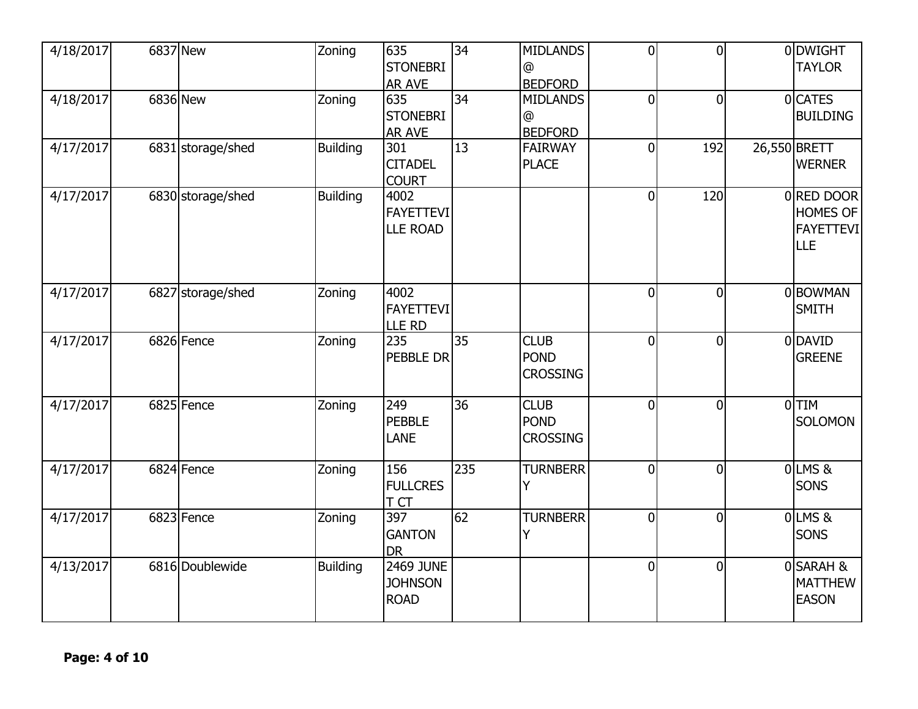| | | | | | | | | | | |
|---|---|---|---|---|---|---|---|---|---|---|
| 4/18/2017 | 6837 | New | Zoning | 635 STONEBRIAR AVE | 34 | MIDLANDS @ BEDFORD | 0 | 0 | 0 | DWIGHT TAYLOR |
| 4/18/2017 | 6836 | New | Zoning | 635 STONEBRIAR AVE | 34 | MIDLANDS @ BEDFORD | 0 | 0 | 0 | CATES BUILDING |
| 4/17/2017 | 6831 | storage/shed | Building | 301 CITADEL COURT | 13 | FAIRWAY PLACE | 0 | 192 | 26,550 | BRETT WERNER |
| 4/17/2017 | 6830 | storage/shed | Building | 4002 FAYETTEVILLE ROAD | | | 0 | 120 | 0 | RED DOOR HOMES OF FAYETTEVILLE |
| 4/17/2017 | 6827 | storage/shed | Zoning | 4002 FAYETTEVILLE RD | | | 0 | 0 | 0 | BOWMAN SMITH |
| 4/17/2017 | 6826 | Fence | Zoning | 235 PEBBLE DR | 35 | CLUB POND CROSSING | 0 | 0 | 0 | DAVID GREENE |
| 4/17/2017 | 6825 | Fence | Zoning | 249 PEBBLE LANE | 36 | CLUB POND CROSSING | 0 | 0 | 0 | TIM SOLOMON |
| 4/17/2017 | 6824 | Fence | Zoning | 156 FULLCREST CT | 235 | TURNBERRY | 0 | 0 | 0 | LMS & SONS |
| 4/17/2017 | 6823 | Fence | Zoning | 397 GANTON DR | 62 | TURNBERRY | 0 | 0 | 0 | LMS & SONS |
| 4/13/2017 | 6816 | Doublewide | Building | 2469 JUNE JOHNSON ROAD | | | 0 | 0 | 0 | SARAH & MATTHEW EASON |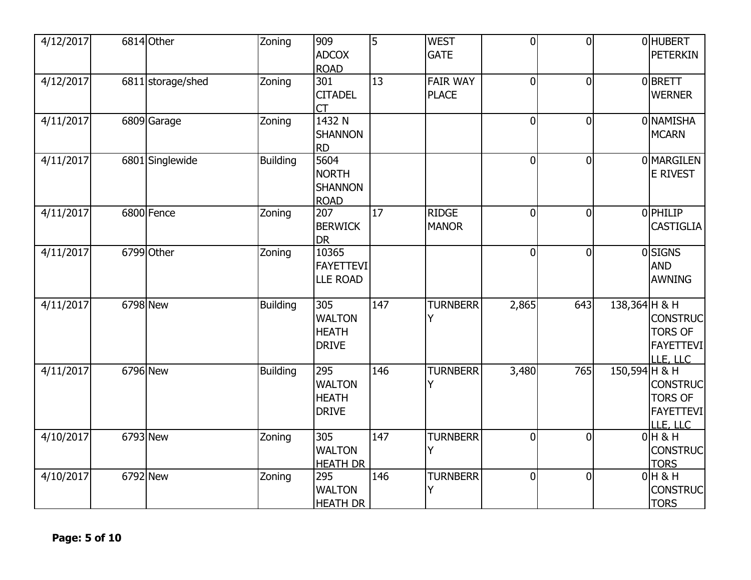| | | | | | | | | | | |
|---|---|---|---|---|---|---|---|---|---|---|
| 4/12/2017 | 6814 | Other | Zoning | 909 ADCOX ROAD | 5 | WEST GATE | 0 | 0 | 0 | HUBERT PETERKIN |
| 4/12/2017 | 6811 | storage/shed | Zoning | 301 CITADEL CT | 13 | FAIR WAY PLACE | 0 | 0 | 0 | BRETT WERNER |
| 4/11/2017 | 6809 | Garage | Zoning | 1432 N SHANNON RD | | | 0 | 0 | 0 | NAMISHA MCARN |
| 4/11/2017 | 6801 | Singlewide | Building | 5604 NORTH SHANNON ROAD | | | 0 | 0 | 0 | MARGILENE RIVEST |
| 4/11/2017 | 6800 | Fence | Zoning | 207 BERWICK DR | 17 | RIDGE MANOR | 0 | 0 | 0 | PHILIP CASTIGLIA |
| 4/11/2017 | 6799 | Other | Zoning | 10365 FAYETTEVILLE ROAD | | | 0 | 0 | 0 | SIGNS AND AWNING |
| 4/11/2017 | 6798 | New | Building | 305 WALTON HEATH DRIVE | 147 | TURNBERRY | 2,865 | 643 | 138,364 | H & H CONSTRUCTORS OF FAYETTEVILLE, LLC |
| 4/11/2017 | 6796 | New | Building | 295 WALTON HEATH DRIVE | 146 | TURNBERRY | 3,480 | 765 | 150,594 | H & H CONSTRUCTORS OF FAYETTEVILLE, LLC |
| 4/10/2017 | 6793 | New | Zoning | 305 WALTON HEATH DR | 147 | TURNBERRY | 0 | 0 | 0 | H & H CONSTRUCTORS |
| 4/10/2017 | 6792 | New | Zoning | 295 WALTON HEATH DR | 146 | TURNBERRY | 0 | 0 | 0 | H & H CONSTRUCTORS |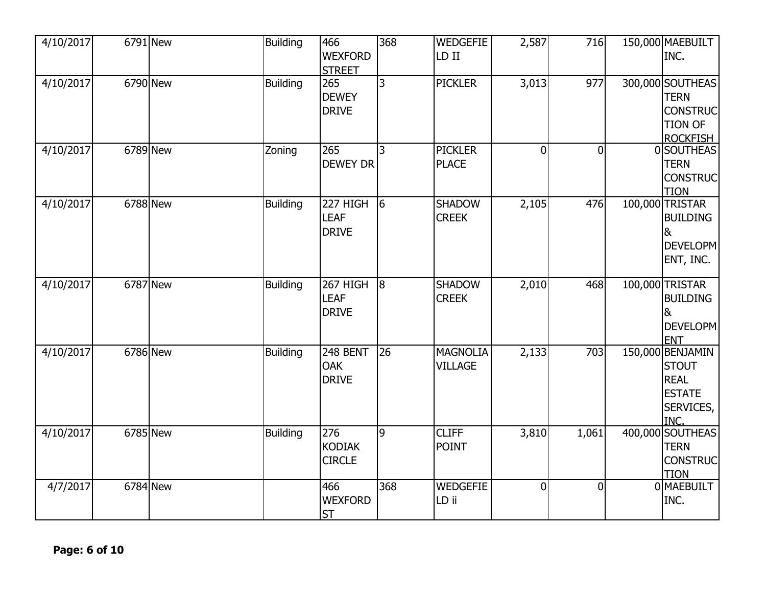| | | | | | | | | | | |
|---|---|---|---|---|---|---|---|---|---|---|
| 4/10/2017 | 6791 | New | Building | 466 WEXFORD STREET | 368 | WEDGEFIELD II | 2,587 | 716 | 150,000 | MAEBUILT INC. |
| 4/10/2017 | 6790 | New | Building | 265 DEWEY DRIVE | 3 | PICKLER | 3,013 | 977 | 300,000 | SOUTHEASTERN CONSTRUCTION OF ROCKFISH |
| 4/10/2017 | 6789 | New | Zoning | 265 DEWEY DR | 3 | PICKLER PLACE | 0 | 0 | 0 | SOUTHEASTERN CONSTRUCTION |
| 4/10/2017 | 6788 | New | Building | 227 HIGH LEAF DRIVE | 6 | SHADOW CREEK | 2,105 | 476 | 100,000 | TRISTAR BUILDING & DEVELOPMENT, INC. |
| 4/10/2017 | 6787 | New | Building | 267 HIGH LEAF DRIVE | 8 | SHADOW CREEK | 2,010 | 468 | 100,000 | TRISTAR BUILDING & DEVELOPMENT |
| 4/10/2017 | 6786 | New | Building | 248 BENT OAK DRIVE | 26 | MAGNOLIA VILLAGE | 2,133 | 703 | 150,000 | BENJAMIN STOUT REAL ESTATE SERVICES, INC. |
| 4/10/2017 | 6785 | New | Building | 276 KODIAK CIRCLE | 9 | CLIFF POINT | 3,810 | 1,061 | 400,000 | SOUTHEASTERN CONSTRUCTION |
| 4/7/2017 | 6784 | New | | 466 WEXFORD ST | 368 | WEDGEFIELD ii | 0 | 0 | 0 | MAEBUILT INC. |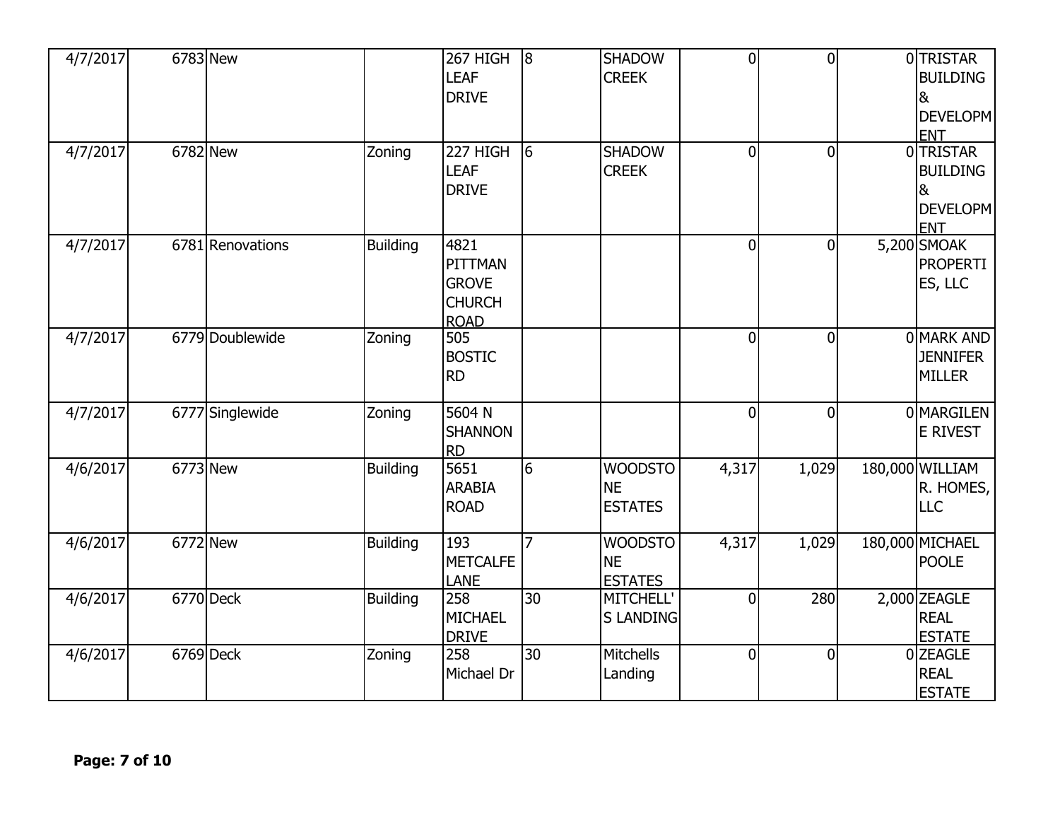| | | | | | | | | | | |
|---|---|---|---|---|---|---|---|---|---|---|
| 4/7/2017 | 6783 | New | | 267 HIGH LEAF DRIVE | 8 | SHADOW CREEK | 0 | 0 | 0 | TRISTAR BUILDING & DEVELOPMENT |
| 4/7/2017 | 6782 | New | Zoning | 227 HIGH LEAF DRIVE | 6 | SHADOW CREEK | 0 | 0 | 0 | TRISTAR BUILDING & DEVELOPMENT |
| 4/7/2017 | 6781 | Renovations | Building | 4821 PITTMAN GROVE CHURCH ROAD | | | 0 | 0 | 5,200 | SMOAK PROPERTIES, LLC |
| 4/7/2017 | 6779 | Doublewide | Zoning | 505 BOSTIC RD | | | 0 | 0 | 0 | MARK AND JENNIFER MILLER |
| 4/7/2017 | 6777 | Singlewide | Zoning | 5604 N SHANNON RD | | | 0 | 0 | 0 | MARGILENE RIVEST |
| 4/6/2017 | 6773 | New | Building | 5651 ARABIA ROAD | 6 | WOODSTONE ESTATES | 4,317 | 1,029 | 180,000 | WILLIAM R. HOMES, LLC |
| 4/6/2017 | 6772 | New | Building | 193 METCALFE LANE | 7 | WOODSTONE ESTATES | 4,317 | 1,029 | 180,000 | MICHAEL POOLE |
| 4/6/2017 | 6770 | Deck | Building | 258 MICHAEL DRIVE | 30 | MITCHELL'S LANDING | 0 | 280 | 2,000 | ZEAGLE REAL ESTATE |
| 4/6/2017 | 6769 | Deck | Zoning | 258 Michael Dr | 30 | Mitchells Landing | 0 | 0 | 0 | ZEAGLE REAL ESTATE |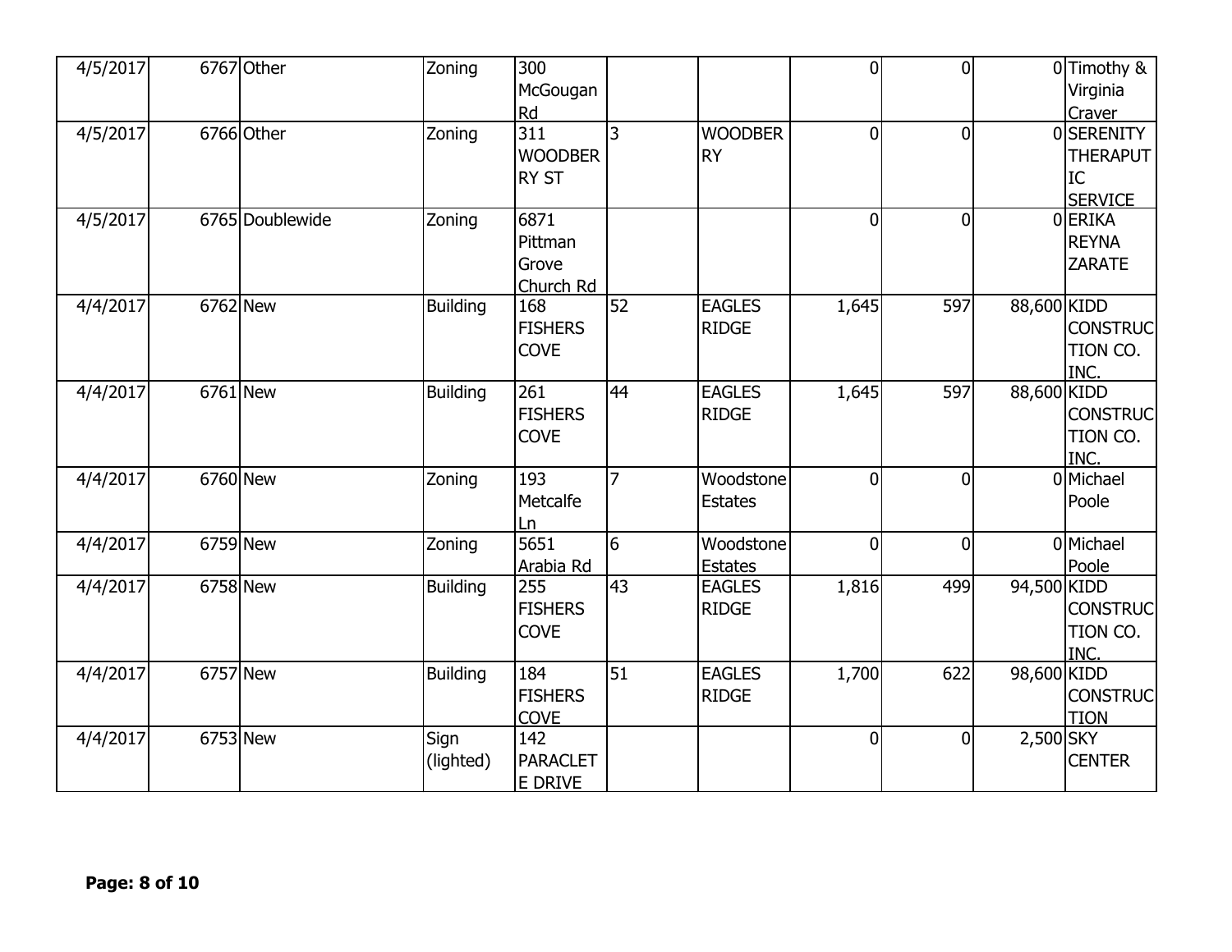| | | | | | | | | | | |
|---|---|---|---|---|---|---|---|---|---|---|
| 4/5/2017 | 6767 | Other | Zoning | 300 McGougan Rd | | | 0 | 0 | 0 | Timothy & Virginia Craver |
| 4/5/2017 | 6766 | Other | Zoning | 311 WOODBERRY ST | 3 | WOODBERRY | 0 | 0 | 0 | SERENITY THERAPUTIC SERVICE |
| 4/5/2017 | 6765 | Doublewide | Zoning | 6871 Pittman Grove Church Rd | | | 0 | 0 | 0 | ERIKA REYNA ZARATE |
| 4/4/2017 | 6762 | New | Building | 168 FISHERS COVE | 52 | EAGLES RIDGE | 1,645 | 597 | 88,600 | KIDD CONSTRUCTION CO. INC. |
| 4/4/2017 | 6761 | New | Building | 261 FISHERS COVE | 44 | EAGLES RIDGE | 1,645 | 597 | 88,600 | KIDD CONSTRUCTION CO. INC. |
| 4/4/2017 | 6760 | New | Zoning | 193 Metcalfe Ln | 7 | Woodstone Estates | 0 | 0 | 0 | Michael Poole |
| 4/4/2017 | 6759 | New | Zoning | 5651 Arabia Rd | 6 | Woodstone Estates | 0 | 0 | 0 | Michael Poole |
| 4/4/2017 | 6758 | New | Building | 255 FISHERS COVE | 43 | EAGLES RIDGE | 1,816 | 499 | 94,500 | KIDD CONSTRUCTION CO. INC. |
| 4/4/2017 | 6757 | New | Building | 184 FISHERS COVE | 51 | EAGLES RIDGE | 1,700 | 622 | 98,600 | KIDD CONSTRUCTION |
| 4/4/2017 | 6753 | New | Sign (lighted) | 142 PARACLETE DRIVE | | | 0 | 0 | 2,500 | SKY CENTER |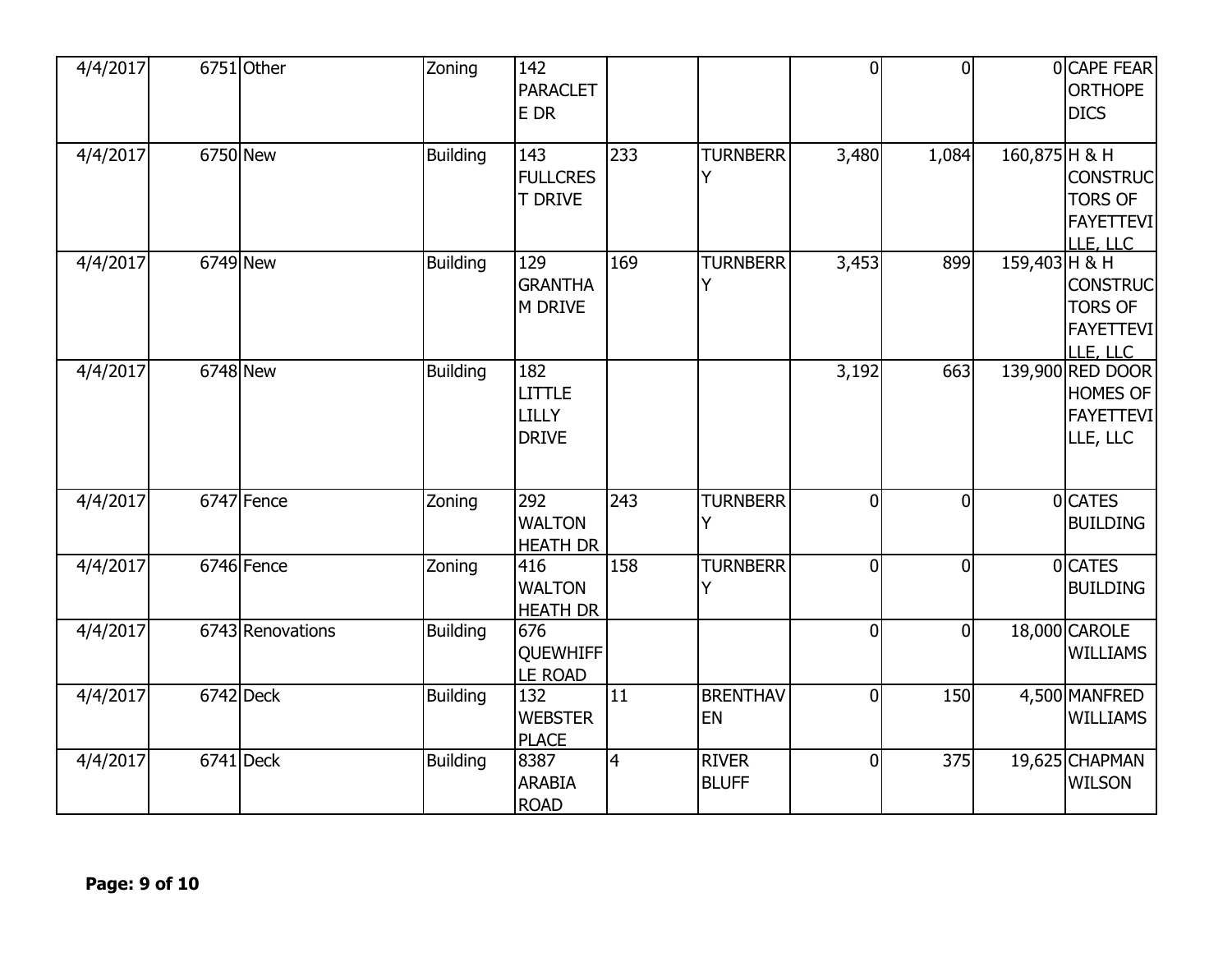| | | | | | | | | | | |
|---|---|---|---|---|---|---|---|---|---|---|
| 4/4/2017 | 6751 | Other | Zoning | 142 PARACLETE DR | | | 0 | 0 | 0 | CAPE FEAR ORTHOPEDICS |
| 4/4/2017 | 6750 | New | Building | 143 FULLCREST DRIVE | 233 | TURNBERRY | 3,480 | 1,084 | 160,875 | H & H CONSTRUCTORS OF FAYETTEVILLE, LLC |
| 4/4/2017 | 6749 | New | Building | 129 GRANTHAM DRIVE | 169 | TURNBERRY | 3,453 | 899 | 159,403 | H & H CONSTRUCTORS OF FAYETTEVILLE, LLC |
| 4/4/2017 | 6748 | New | Building | 182 LITTLE LILLY DRIVE | | | 3,192 | 663 | 139,900 | RED DOOR HOMES OF FAYETTEVILLE, LLC |
| 4/4/2017 | 6747 | Fence | Zoning | 292 WALTON HEATH DR | 243 | TURNBERRY | 0 | 0 | 0 | CATES BUILDING |
| 4/4/2017 | 6746 | Fence | Zoning | 416 WALTON HEATH DR | 158 | TURNBERRY | 0 | 0 | 0 | CATES BUILDING |
| 4/4/2017 | 6743 | Renovations | Building | 676 QUEWHIFFLE ROAD | | | 0 | 0 | 18,000 | CAROLE WILLIAMS |
| 4/4/2017 | 6742 | Deck | Building | 132 WEBSTER PLACE | 11 | BRENTHAVEN | 0 | 150 | 4,500 | MANFRED WILLIAMS |
| 4/4/2017 | 6741 | Deck | Building | 8387 ARABIA ROAD | 4 | RIVER BLUFF | 0 | 375 | 19,625 | CHAPMAN WILSON |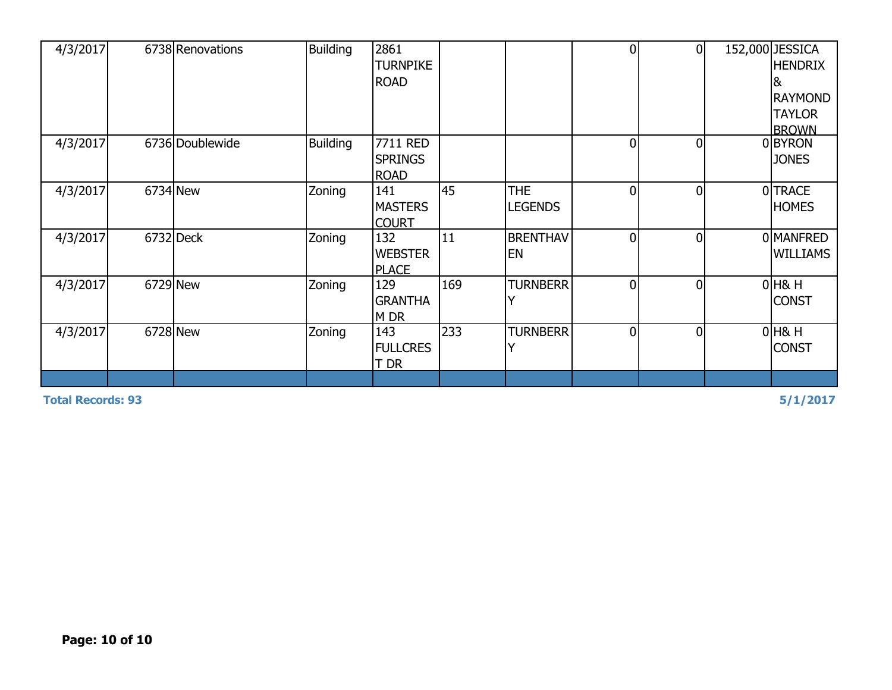| | | | | | | | | | | |
|---|---|---|---|---|---|---|---|---|---|---|
| 4/3/2017 | 6738 | Renovations | Building | 2861 TURNPIKE ROAD | | | 0 | 0 | 152,000 | JESSICA HENDRIX & RAYMOND TAYLOR BROWN |
| 4/3/2017 | 6736 | Doublewide | Building | 7711 RED SPRINGS ROAD | | | 0 | 0 | 0 | BYRON JONES |
| 4/3/2017 | 6734 | New | Zoning | 141 MASTERS COURT | 45 | THE LEGENDS | 0 | 0 | 0 | TRACE HOMES |
| 4/3/2017 | 6732 | Deck | Zoning | 132 WEBSTER PLACE | 11 | BRENTHAVEN | 0 | 0 | 0 | MANFRED WILLIAMS |
| 4/3/2017 | 6729 | New | Zoning | 129 GRANTHAM DR | 169 | TURNBERRY | 0 | 0 | 0 | H& H CONST |
| 4/3/2017 | 6728 | New | Zoning | 143 FULLCREST DR | 233 | TURNBERRY | 0 | 0 | 0 | H& H CONST |

**Total Records: 93**

**5/1/2017**